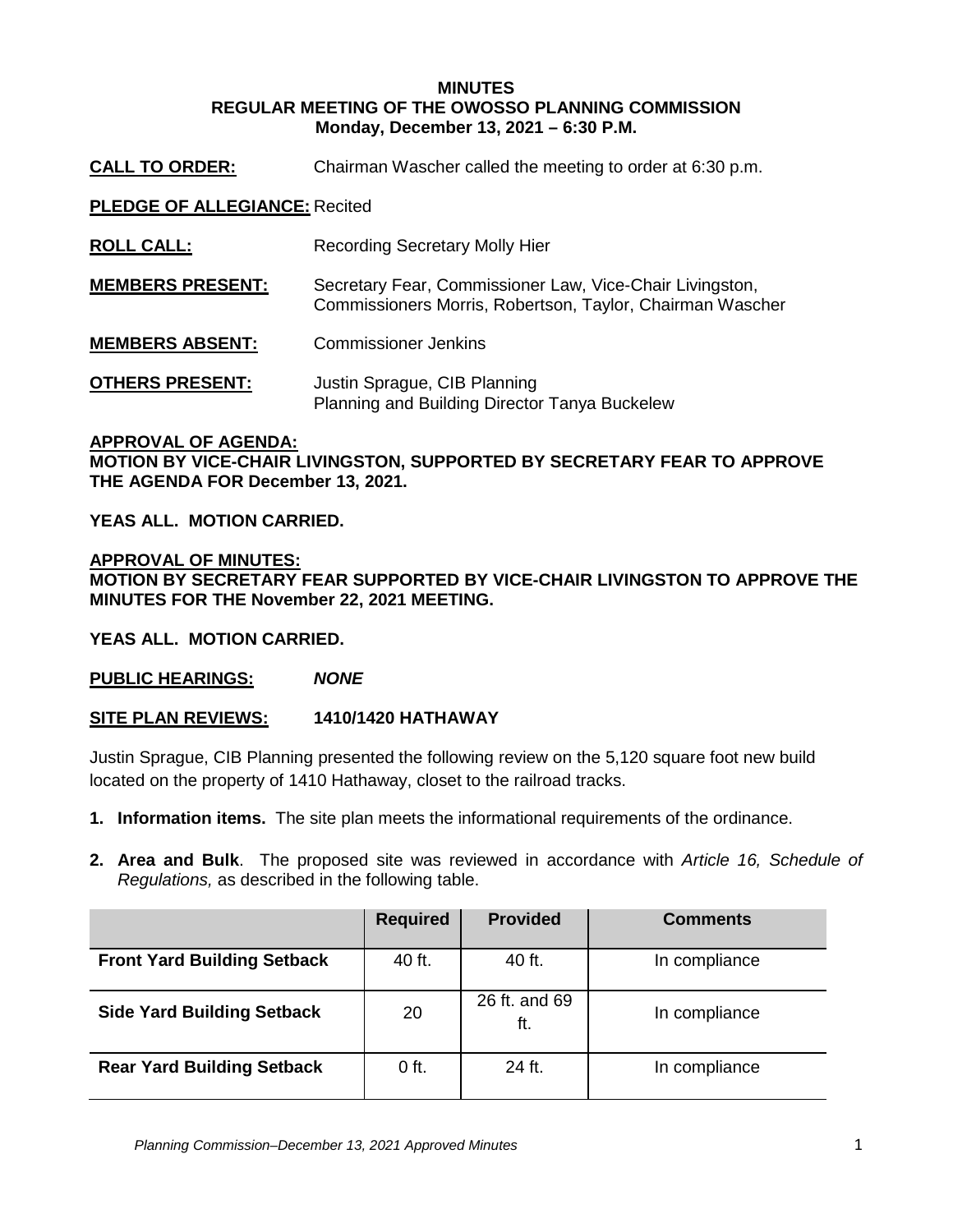**MINUTES**
**REGULAR MEETING OF THE OWOSSO PLANNING COMMISSION**
**Monday, December 13, 2021 – 6:30 P.M.**

**CALL TO ORDER:** Chairman Wascher called the meeting to order at 6:30 p.m.

**PLEDGE OF ALLEGIANCE:** Recited

**ROLL CALL:** Recording Secretary Molly Hier

**MEMBERS PRESENT:** Secretary Fear, Commissioner Law, Vice-Chair Livingston, Commissioners Morris, Robertson, Taylor, Chairman Wascher

**MEMBERS ABSENT:** Commissioner Jenkins

**OTHERS PRESENT:** Justin Sprague, CIB Planning
Planning and Building Director Tanya Buckelew

**APPROVAL OF AGENDA:**
**MOTION BY VICE-CHAIR LIVINGSTON, SUPPORTED BY SECRETARY FEAR TO APPROVE THE AGENDA FOR December 13, 2021.**

**YEAS ALL. MOTION CARRIED.**

**APPROVAL OF MINUTES:**
**MOTION BY SECRETARY FEAR SUPPORTED BY VICE-CHAIR LIVINGSTON TO APPROVE THE MINUTES FOR THE November 22, 2021 MEETING.**

**YEAS ALL. MOTION CARRIED.**

**PUBLIC HEARINGS:** ***NONE***

**SITE PLAN REVIEWS: 1410/1420 HATHAWAY**

Justin Sprague, CIB Planning presented the following review on the 5,120 square foot new build located on the property of 1410 Hathaway, closet to the railroad tracks.

1. **Information items.** The site plan meets the informational requirements of the ordinance.
2. **Area and Bulk**. The proposed site was reviewed in accordance with *Article 16, Schedule of Regulations,* as described in the following table.

| | Required | Provided | Comments |
|---|---|---|---|
| **Front Yard Building Setback** | 40 ft. | 40 ft. | In compliance |
| **Side Yard Building Setback** | 20 | 26 ft. and 69 ft. | In compliance |
| **Rear Yard Building Setback** | 0 ft. | 24 ft. | In compliance |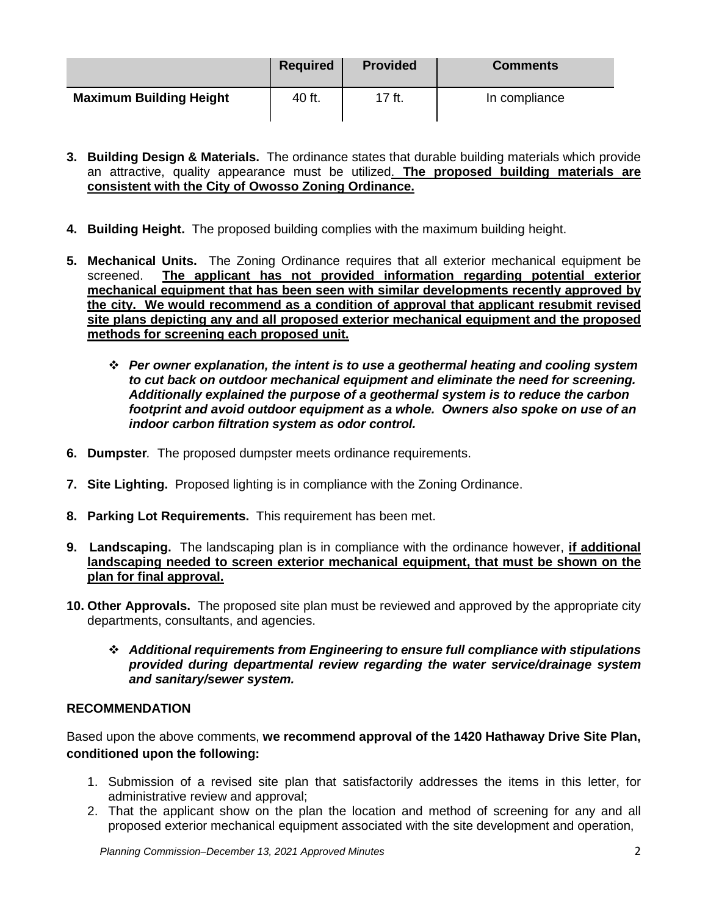| | Required | Provided | Comments |
|---|---|---|---|
| **Maximum Building Height** | 40 ft. | 17 ft. | In compliance |

3. **Building Design & Materials.** The ordinance states that durable building materials which provide an attractive, quality appearance must be utilized. **The proposed building materials are consistent with the City of Owosso Zoning Ordinance.**

4. **Building Height.** The proposed building complies with the maximum building height.

5. **Mechanical Units.** The Zoning Ordinance requires that all exterior mechanical equipment be screened. **The applicant has not provided information regarding potential exterior mechanical equipment that has been seen with similar developments recently approved by the city. We would recommend as a condition of approval that applicant resubmit revised site plans depicting any and all proposed exterior mechanical equipment and the proposed methods for screening each proposed unit.**

   - ***Per owner explanation, the intent is to use a geothermal heating and cooling system to cut back on outdoor mechanical equipment and eliminate the need for screening. Additionally explained the purpose of a geothermal system is to reduce the carbon footprint and avoid outdoor equipment as a whole. Owners also spoke on use of an indoor carbon filtration system as odor control.***

6. **Dumpster**. The proposed dumpster meets ordinance requirements.

7. **Site Lighting.** Proposed lighting is in compliance with the Zoning Ordinance.

8. **Parking Lot Requirements.** This requirement has been met.

9. **Landscaping.** The landscaping plan is in compliance with the ordinance however, **if additional landscaping needed to screen exterior mechanical equipment, that must be shown on the plan for final approval.**

10. **Other Approvals.** The proposed site plan must be reviewed and approved by the appropriate city departments, consultants, and agencies.

    - ***Additional requirements from Engineering to ensure full compliance with stipulations provided during departmental review regarding the water service/drainage system and sanitary/sewer system.***

**RECOMMENDATION**

Based upon the above comments, **we recommend approval of the 1420 Hathaway Drive Site Plan, conditioned upon the following:**

1. Submission of a revised site plan that satisfactorily addresses the items in this letter, for administrative review and approval;
2. That the applicant show on the plan the location and method of screening for any and all proposed exterior mechanical equipment associated with the site development and operation,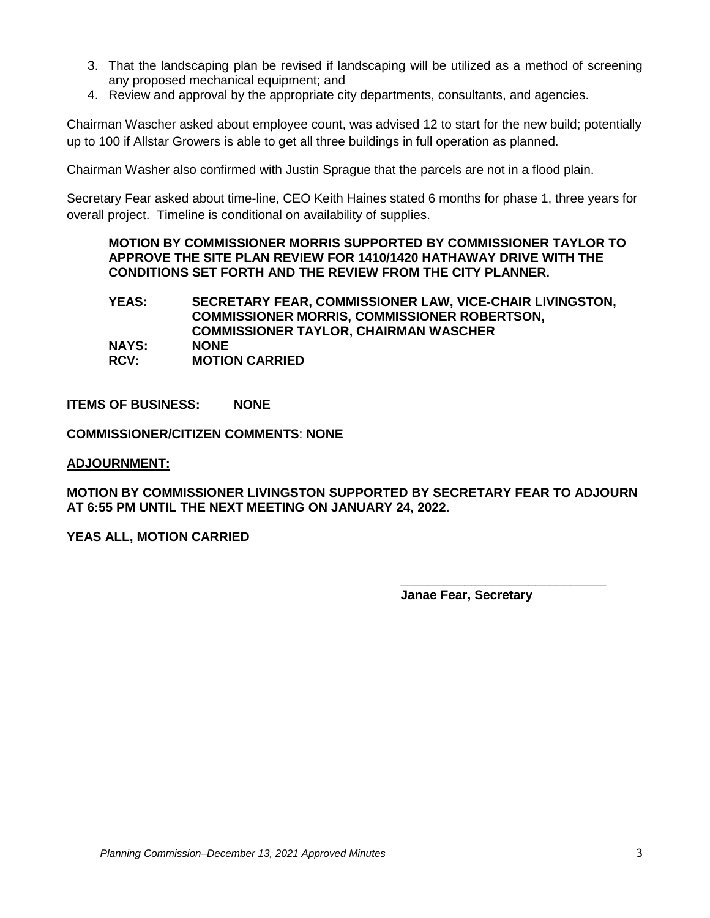3. That the landscaping plan be revised if landscaping will be utilized as a method of screening any proposed mechanical equipment; and
4. Review and approval by the appropriate city departments, consultants, and agencies.

Chairman Wascher asked about employee count, was advised 12 to start for the new build; potentially up to 100 if Allstar Growers is able to get all three buildings in full operation as planned.

Chairman Washer also confirmed with Justin Sprague that the parcels are not in a flood plain.

Secretary Fear asked about time-line, CEO Keith Haines stated 6 months for phase 1, three years for overall project. Timeline is conditional on availability of supplies.

**MOTION BY COMMISSIONER MORRIS SUPPORTED BY COMMISSIONER TAYLOR TO APPROVE THE SITE PLAN REVIEW FOR 1410/1420 HATHAWAY DRIVE WITH THE CONDITIONS SET FORTH AND THE REVIEW FROM THE CITY PLANNER.**

**YEAS:** **SECRETARY FEAR, COMMISSIONER LAW, VICE-CHAIR LIVINGSTON, COMMISSIONER MORRIS, COMMISSIONER ROBERTSON, COMMISSIONER TAYLOR, CHAIRMAN WASCHER**
**NAYS:** **NONE**
**RCV:** **MOTION CARRIED**

**ITEMS OF BUSINESS: NONE**

**COMMISSIONER/CITIZEN COMMENTS: NONE**

**ADJOURNMENT:**

**MOTION BY COMMISSIONER LIVINGSTON SUPPORTED BY SECRETARY FEAR TO ADJOURN AT 6:55 PM UNTIL THE NEXT MEETING ON JANUARY 24, 2022.**

**YEAS ALL, MOTION CARRIED**

______________________________
**Janae Fear, Secretary**